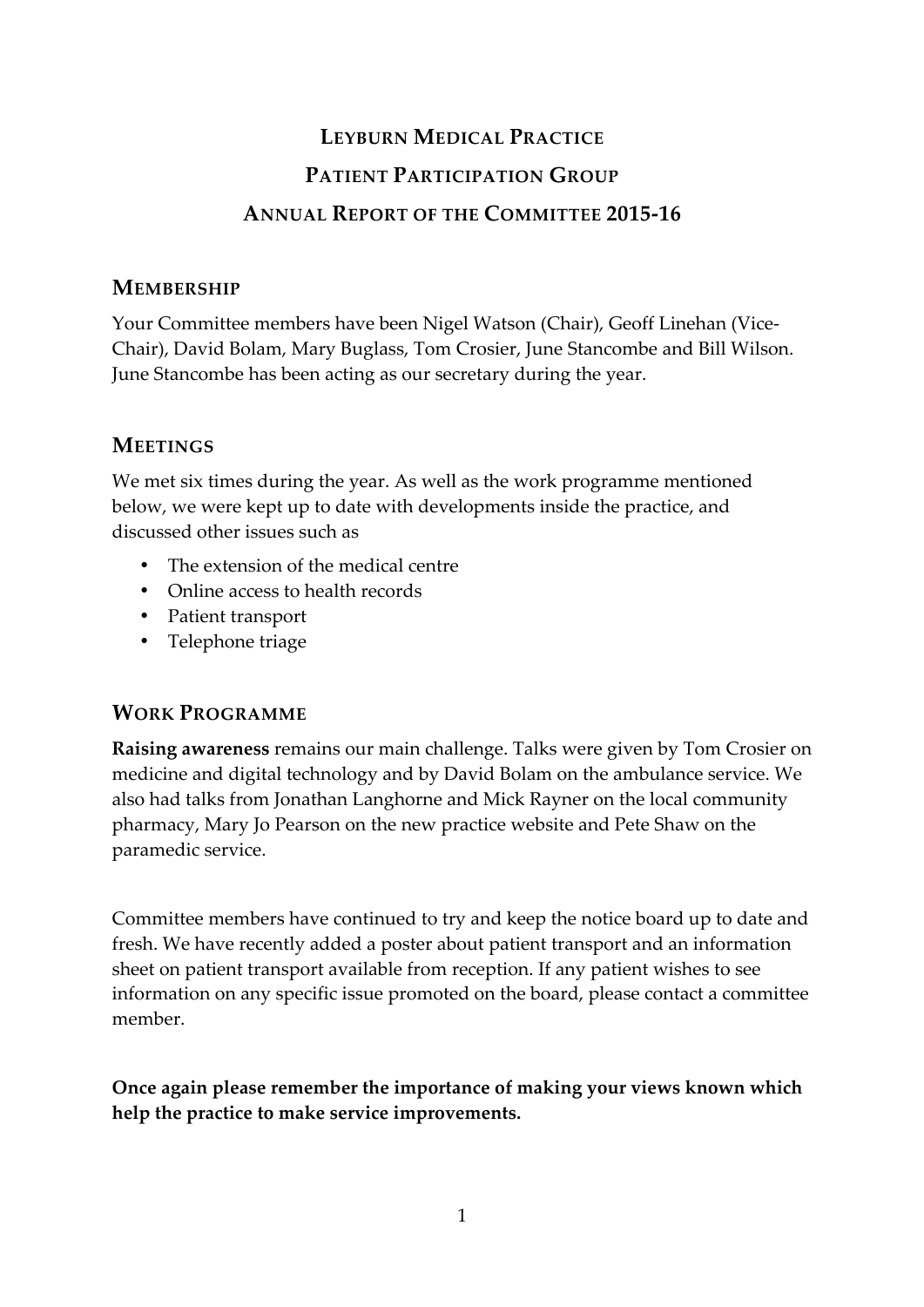# LEYBURN MEDICAL PRACTICE

# PATIENT PARTICIPATION GROUP

# ANNUAL REPORT OF THE COMMITTEE 2015-16

## MEMBERSHIP

Your Committee members have been Nigel Watson (Chair), Geoff Linehan (Vice-Chair), David Bolam, Mary Buglass, Tom Crosier, June Stancombe and Bill Wilson. June Stancombe has been acting as our secretary during the year.

## MEETINGS

We met six times during the year. As well as the work programme mentioned below, we were kept up to date with developments inside the practice, and discussed other issues such as

- The extension of the medical centre
- Online access to health records
- Patient transport
- Telephone triage

## WORK PROGRAMME

**Raising awareness** remains our main challenge. Talks were given by Tom Crosier on medicine and digital technology and by David Bolam on the ambulance service. We also had talks from Jonathan Langhorne and Mick Rayner on the local community pharmacy, Mary Jo Pearson on the new practice website and Pete Shaw on the paramedic service.

Committee members have continued to try and keep the notice board up to date and fresh. We have recently added a poster about patient transport and an information sheet on patient transport available from reception. If any patient wishes to see information on any specific issue promoted on the board, please contact a committee member.

**Once again please remember the importance of making your views known which help the practice to make service improvements.**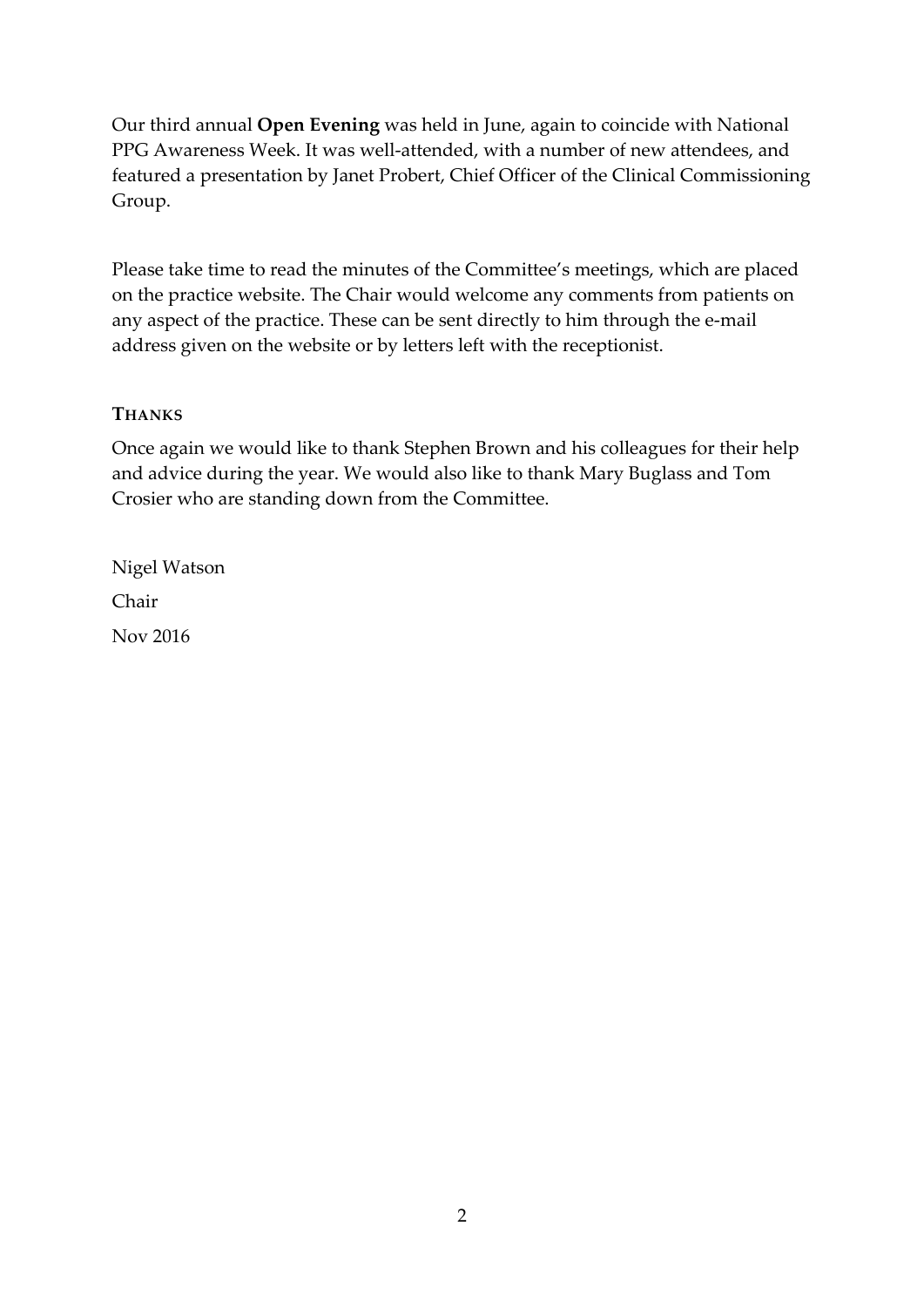Our third annual **Open Evening** was held in June, again to coincide with National PPG Awareness Week. It was well-attended, with a number of new attendees, and featured a presentation by Janet Probert, Chief Officer of the Clinical Commissioning Group.

Please take time to read the minutes of the Committee's meetings, which are placed on the practice website. The Chair would welcome any comments from patients on any aspect of the practice. These can be sent directly to him through the e-mail address given on the website or by letters left with the receptionist.

**THANKS**

Once again we would like to thank Stephen Brown and his colleagues for their help and advice during the year. We would also like to thank Mary Buglass and Tom Crosier who are standing down from the Committee.

Nigel Watson

Chair

Nov 2016